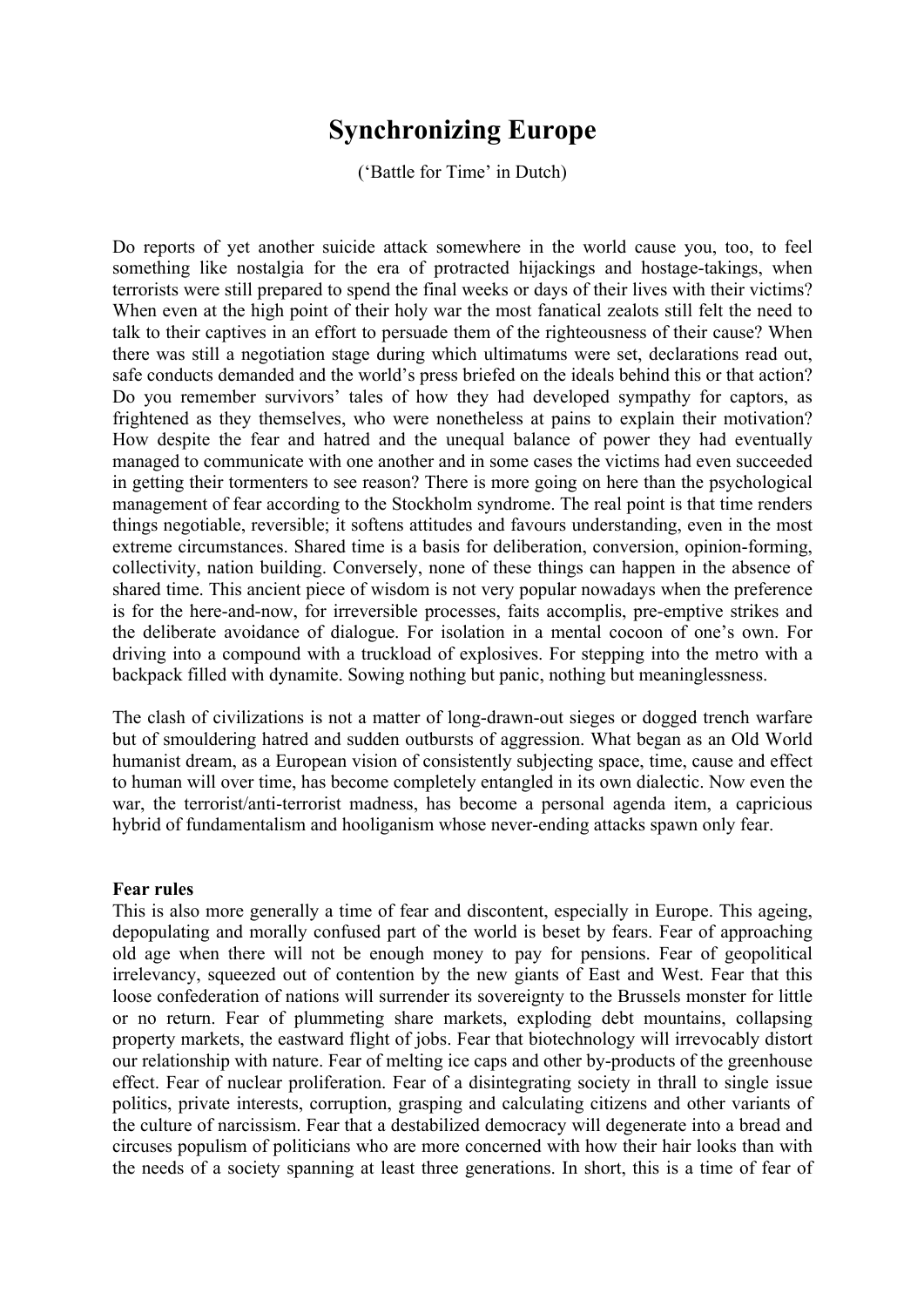# Synchronizing Europe

('Battle for Time' in Dutch)

Do reports of yet another suicide attack somewhere in the world cause you, too, to feel something like nostalgia for the era of protracted hijackings and hostage-takings, when terrorists were still prepared to spend the final weeks or days of their lives with their victims? When even at the high point of their holy war the most fanatical zealots still felt the need to talk to their captives in an effort to persuade them of the righteousness of their cause? When there was still a negotiation stage during which ultimatums were set, declarations read out, safe conducts demanded and the world's press briefed on the ideals behind this or that action? Do you remember survivors' tales of how they had developed sympathy for captors, as frightened as they themselves, who were nonetheless at pains to explain their motivation? How despite the fear and hatred and the unequal balance of power they had eventually managed to communicate with one another and in some cases the victims had even succeeded in getting their tormenters to see reason? There is more going on here than the psychological management of fear according to the Stockholm syndrome. The real point is that time renders things negotiable, reversible; it softens attitudes and favours understanding, even in the most extreme circumstances. Shared time is a basis for deliberation, conversion, opinion-forming, collectivity, nation building. Conversely, none of these things can happen in the absence of shared time. This ancient piece of wisdom is not very popular nowadays when the preference is for the here-and-now, for irreversible processes, faits accomplis, pre-emptive strikes and the deliberate avoidance of dialogue. For isolation in a mental cocoon of one's own. For driving into a compound with a truckload of explosives. For stepping into the metro with a backpack filled with dynamite. Sowing nothing but panic, nothing but meaninglessness.

The clash of civilizations is not a matter of long-drawn-out sieges or dogged trench warfare but of smouldering hatred and sudden outbursts of aggression. What began as an Old World humanist dream, as a European vision of consistently subjecting space, time, cause and effect to human will over time, has become completely entangled in its own dialectic. Now even the war, the terrorist/anti-terrorist madness, has become a personal agenda item, a capricious hybrid of fundamentalism and hooliganism whose never-ending attacks spawn only fear.

**Fear rules**

This is also more generally a time of fear and discontent, especially in Europe. This ageing, depopulating and morally confused part of the world is beset by fears. Fear of approaching old age when there will not be enough money to pay for pensions. Fear of geopolitical irrelevancy, squeezed out of contention by the new giants of East and West. Fear that this loose confederation of nations will surrender its sovereignty to the Brussels monster for little or no return. Fear of plummeting share markets, exploding debt mountains, collapsing property markets, the eastward flight of jobs. Fear that biotechnology will irrevocably distort our relationship with nature. Fear of melting ice caps and other by-products of the greenhouse effect. Fear of nuclear proliferation. Fear of a disintegrating society in thrall to single issue politics, private interests, corruption, grasping and calculating citizens and other variants of the culture of narcissism. Fear that a destabilized democracy will degenerate into a bread and circuses populism of politicians who are more concerned with how their hair looks than with the needs of a society spanning at least three generations. In short, this is a time of fear of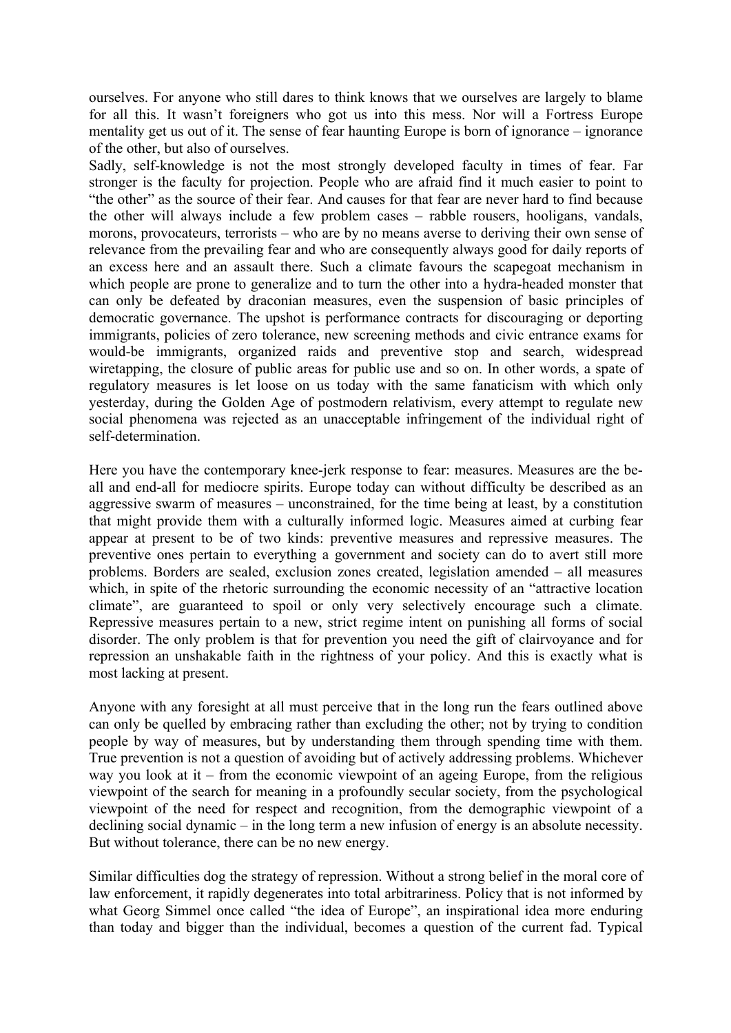ourselves. For anyone who still dares to think knows that we ourselves are largely to blame for all this. It wasn't foreigners who got us into this mess. Nor will a Fortress Europe mentality get us out of it. The sense of fear haunting Europe is born of ignorance – ignorance of the other, but also of ourselves.

Sadly, self-knowledge is not the most strongly developed faculty in times of fear. Far stronger is the faculty for projection. People who are afraid find it much easier to point to "the other" as the source of their fear. And causes for that fear are never hard to find because the other will always include a few problem cases – rabble rousers, hooligans, vandals, morons, provocateurs, terrorists – who are by no means averse to deriving their own sense of relevance from the prevailing fear and who are consequently always good for daily reports of an excess here and an assault there. Such a climate favours the scapegoat mechanism in which people are prone to generalize and to turn the other into a hydra-headed monster that can only be defeated by draconian measures, even the suspension of basic principles of democratic governance. The upshot is performance contracts for discouraging or deporting immigrants, policies of zero tolerance, new screening methods and civic entrance exams for would-be immigrants, organized raids and preventive stop and search, widespread wiretapping, the closure of public areas for public use and so on. In other words, a spate of regulatory measures is let loose on us today with the same fanaticism with which only yesterday, during the Golden Age of postmodern relativism, every attempt to regulate new social phenomena was rejected as an unacceptable infringement of the individual right of self-determination.

Here you have the contemporary knee-jerk response to fear: measures. Measures are the be-all and end-all for mediocre spirits. Europe today can without difficulty be described as an aggressive swarm of measures – unconstrained, for the time being at least, by a constitution that might provide them with a culturally informed logic. Measures aimed at curbing fear appear at present to be of two kinds: preventive measures and repressive measures. The preventive ones pertain to everything a government and society can do to avert still more problems. Borders are sealed, exclusion zones created, legislation amended – all measures which, in spite of the rhetoric surrounding the economic necessity of an "attractive location climate", are guaranteed to spoil or only very selectively encourage such a climate. Repressive measures pertain to a new, strict regime intent on punishing all forms of social disorder. The only problem is that for prevention you need the gift of clairvoyance and for repression an unshakable faith in the rightness of your policy. And this is exactly what is most lacking at present.

Anyone with any foresight at all must perceive that in the long run the fears outlined above can only be quelled by embracing rather than excluding the other; not by trying to condition people by way of measures, but by understanding them through spending time with them. True prevention is not a question of avoiding but of actively addressing problems. Whichever way you look at it – from the economic viewpoint of an ageing Europe, from the religious viewpoint of the search for meaning in a profoundly secular society, from the psychological viewpoint of the need for respect and recognition, from the demographic viewpoint of a declining social dynamic – in the long term a new infusion of energy is an absolute necessity. But without tolerance, there can be no new energy.

Similar difficulties dog the strategy of repression. Without a strong belief in the moral core of law enforcement, it rapidly degenerates into total arbitrariness. Policy that is not informed by what Georg Simmel once called "the idea of Europe", an inspirational idea more enduring than today and bigger than the individual, becomes a question of the current fad. Typical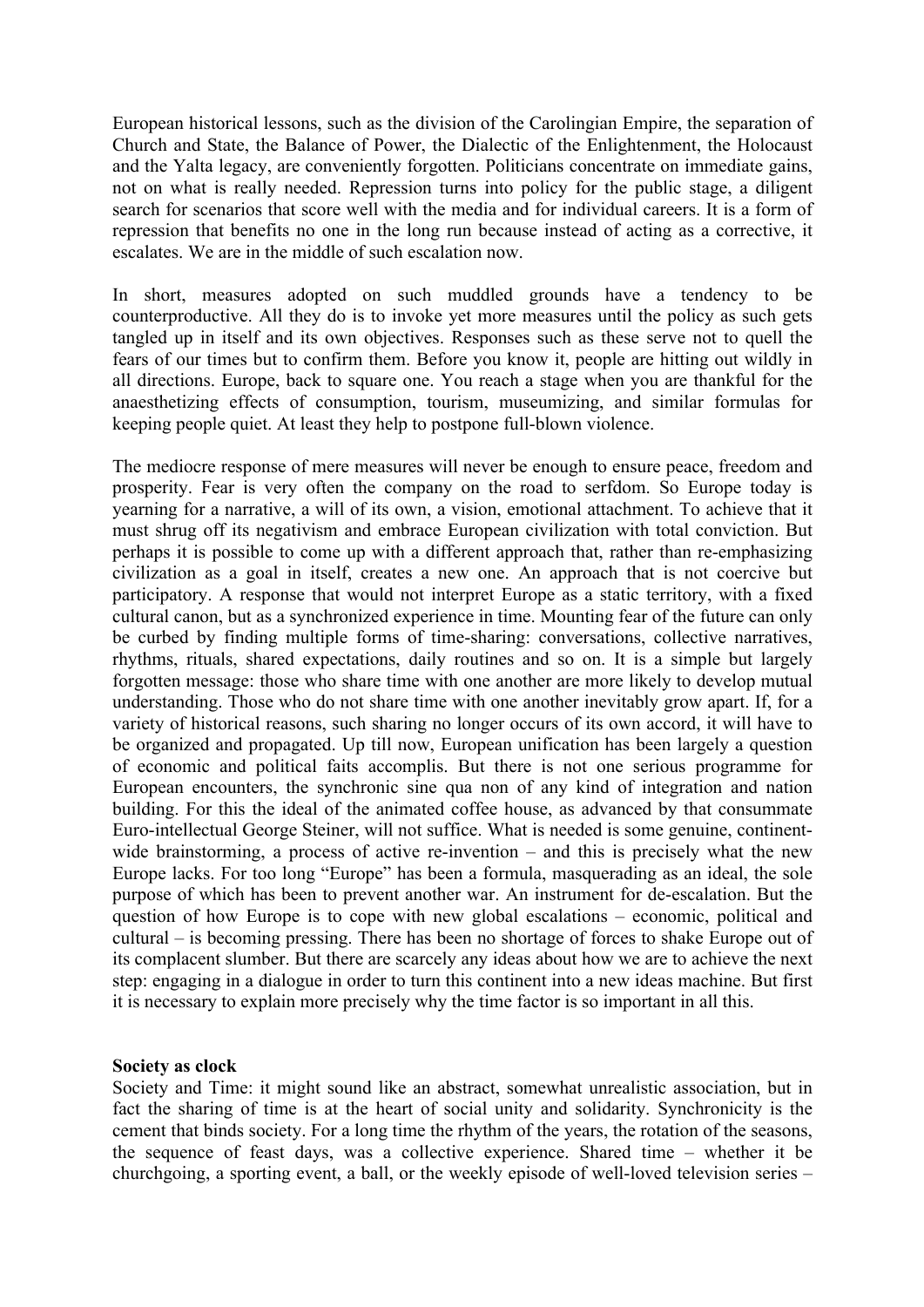European historical lessons, such as the division of the Carolingian Empire, the separation of Church and State, the Balance of Power, the Dialectic of the Enlightenment, the Holocaust and the Yalta legacy, are conveniently forgotten. Politicians concentrate on immediate gains, not on what is really needed. Repression turns into policy for the public stage, a diligent search for scenarios that score well with the media and for individual careers. It is a form of repression that benefits no one in the long run because instead of acting as a corrective, it escalates. We are in the middle of such escalation now.

In short, measures adopted on such muddled grounds have a tendency to be counterproductive. All they do is to invoke yet more measures until the policy as such gets tangled up in itself and its own objectives. Responses such as these serve not to quell the fears of our times but to confirm them. Before you know it, people are hitting out wildly in all directions. Europe, back to square one. You reach a stage when you are thankful for the anaesthetizing effects of consumption, tourism, museumizing, and similar formulas for keeping people quiet. At least they help to postpone full-blown violence.

The mediocre response of mere measures will never be enough to ensure peace, freedom and prosperity. Fear is very often the company on the road to serfdom. So Europe today is yearning for a narrative, a will of its own, a vision, emotional attachment. To achieve that it must shrug off its negativism and embrace European civilization with total conviction. But perhaps it is possible to come up with a different approach that, rather than re-emphasizing civilization as a goal in itself, creates a new one. An approach that is not coercive but participatory. A response that would not interpret Europe as a static territory, with a fixed cultural canon, but as a synchronized experience in time. Mounting fear of the future can only be curbed by finding multiple forms of time-sharing: conversations, collective narratives, rhythms, rituals, shared expectations, daily routines and so on. It is a simple but largely forgotten message: those who share time with one another are more likely to develop mutual understanding. Those who do not share time with one another inevitably grow apart. If, for a variety of historical reasons, such sharing no longer occurs of its own accord, it will have to be organized and propagated. Up till now, European unification has been largely a question of economic and political faits accomplis. But there is not one serious programme for European encounters, the synchronic sine qua non of any kind of integration and nation building. For this the ideal of the animated coffee house, as advanced by that consummate Euro-intellectual George Steiner, will not suffice. What is needed is some genuine, continent-wide brainstorming, a process of active re-invention – and this is precisely what the new Europe lacks. For too long "Europe" has been a formula, masquerading as an ideal, the sole purpose of which has been to prevent another war. An instrument for de-escalation. But the question of how Europe is to cope with new global escalations – economic, political and cultural – is becoming pressing. There has been no shortage of forces to shake Europe out of its complacent slumber. But there are scarcely any ideas about how we are to achieve the next step: engaging in a dialogue in order to turn this continent into a new ideas machine. But first it is necessary to explain more precisely why the time factor is so important in all this.

**Society as clock**

Society and Time: it might sound like an abstract, somewhat unrealistic association, but in fact the sharing of time is at the heart of social unity and solidarity. Synchronicity is the cement that binds society. For a long time the rhythm of the years, the rotation of the seasons, the sequence of feast days, was a collective experience. Shared time – whether it be churchgoing, a sporting event, a ball, or the weekly episode of well-loved television series –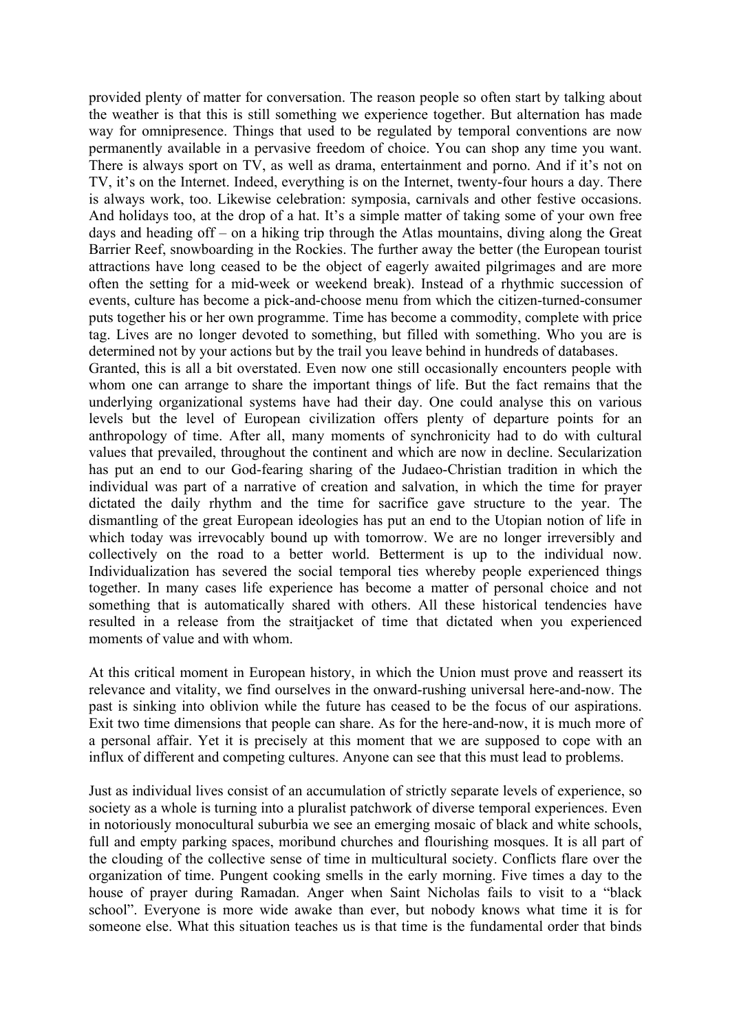provided plenty of matter for conversation. The reason people so often start by talking about the weather is that this is still something we experience together. But alternation has made way for omnipresence. Things that used to be regulated by temporal conventions are now permanently available in a pervasive freedom of choice. You can shop any time you want. There is always sport on TV, as well as drama, entertainment and porno. And if it's not on TV, it's on the Internet. Indeed, everything is on the Internet, twenty-four hours a day. There is always work, too. Likewise celebration: symposia, carnivals and other festive occasions. And holidays too, at the drop of a hat. It's a simple matter of taking some of your own free days and heading off – on a hiking trip through the Atlas mountains, diving along the Great Barrier Reef, snowboarding in the Rockies. The further away the better (the European tourist attractions have long ceased to be the object of eagerly awaited pilgrimages and are more often the setting for a mid-week or weekend break). Instead of a rhythmic succession of events, culture has become a pick-and-choose menu from which the citizen-turned-consumer puts together his or her own programme. Time has become a commodity, complete with price tag. Lives are no longer devoted to something, but filled with something. Who you are is determined not by your actions but by the trail you leave behind in hundreds of databases.

Granted, this is all a bit overstated. Even now one still occasionally encounters people with whom one can arrange to share the important things of life. But the fact remains that the underlying organizational systems have had their day. One could analyse this on various levels but the level of European civilization offers plenty of departure points for an anthropology of time. After all, many moments of synchronicity had to do with cultural values that prevailed, throughout the continent and which are now in decline. Secularization has put an end to our God-fearing sharing of the Judaeo-Christian tradition in which the individual was part of a narrative of creation and salvation, in which the time for prayer dictated the daily rhythm and the time for sacrifice gave structure to the year. The dismantling of the great European ideologies has put an end to the Utopian notion of life in which today was irrevocably bound up with tomorrow. We are no longer irreversibly and collectively on the road to a better world. Betterment is up to the individual now. Individualization has severed the social temporal ties whereby people experienced things together. In many cases life experience has become a matter of personal choice and not something that is automatically shared with others. All these historical tendencies have resulted in a release from the straitjacket of time that dictated when you experienced moments of value and with whom.

At this critical moment in European history, in which the Union must prove and reassert its relevance and vitality, we find ourselves in the onward-rushing universal here-and-now. The past is sinking into oblivion while the future has ceased to be the focus of our aspirations. Exit two time dimensions that people can share. As for the here-and-now, it is much more of a personal affair. Yet it is precisely at this moment that we are supposed to cope with an influx of different and competing cultures. Anyone can see that this must lead to problems.

Just as individual lives consist of an accumulation of strictly separate levels of experience, so society as a whole is turning into a pluralist patchwork of diverse temporal experiences. Even in notoriously monocultural suburbia we see an emerging mosaic of black and white schools, full and empty parking spaces, moribund churches and flourishing mosques. It is all part of the clouding of the collective sense of time in multicultural society. Conflicts flare over the organization of time. Pungent cooking smells in the early morning. Five times a day to the house of prayer during Ramadan. Anger when Saint Nicholas fails to visit to a "black school". Everyone is more wide awake than ever, but nobody knows what time it is for someone else. What this situation teaches us is that time is the fundamental order that binds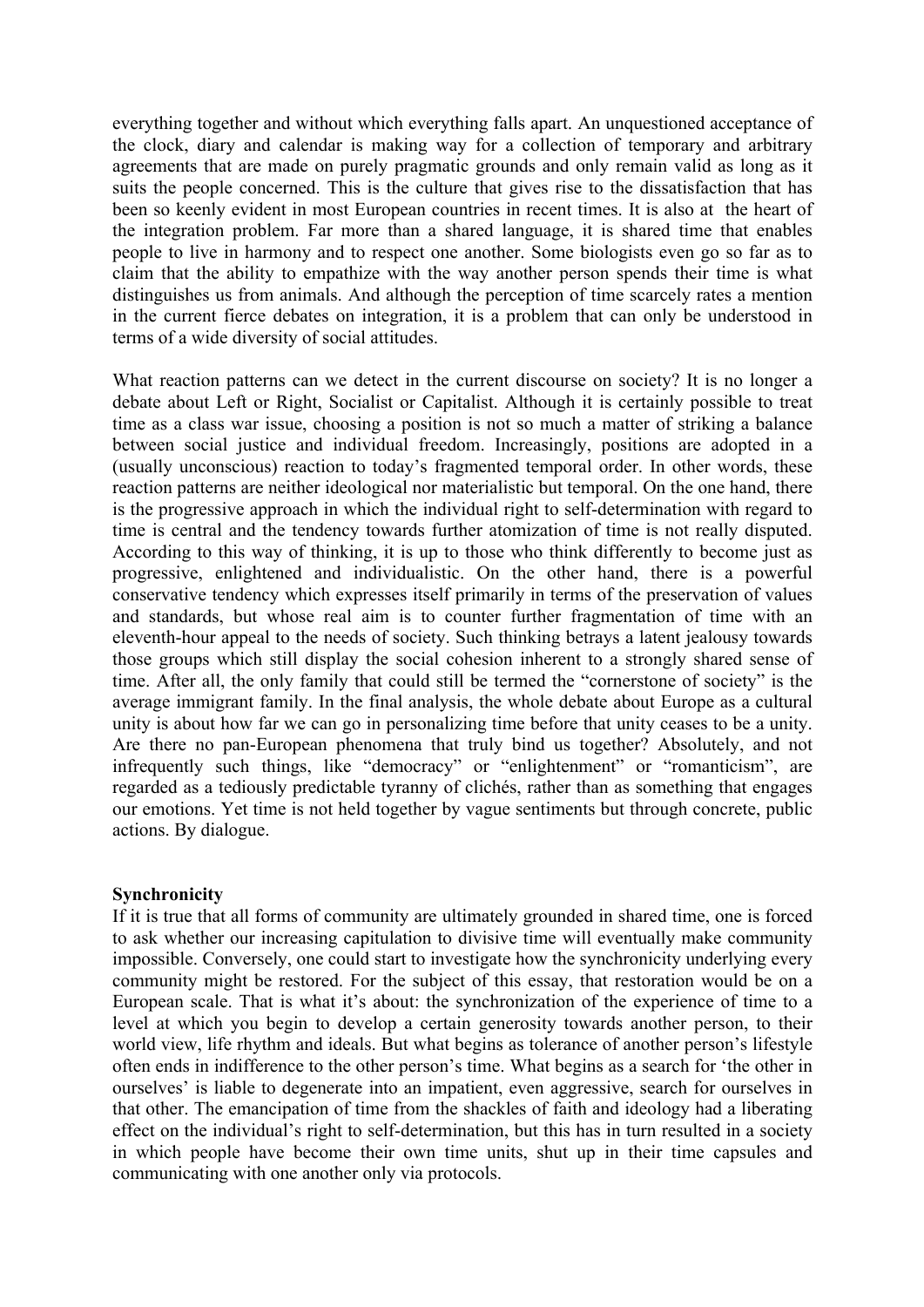everything together and without which everything falls apart. An unquestioned acceptance of the clock, diary and calendar is making way for a collection of temporary and arbitrary agreements that are made on purely pragmatic grounds and only remain valid as long as it suits the people concerned. This is the culture that gives rise to the dissatisfaction that has been so keenly evident in most European countries in recent times. It is also at the heart of the integration problem. Far more than a shared language, it is shared time that enables people to live in harmony and to respect one another. Some biologists even go so far as to claim that the ability to empathize with the way another person spends their time is what distinguishes us from animals. And although the perception of time scarcely rates a mention in the current fierce debates on integration, it is a problem that can only be understood in terms of a wide diversity of social attitudes.

What reaction patterns can we detect in the current discourse on society? It is no longer a debate about Left or Right, Socialist or Capitalist. Although it is certainly possible to treat time as a class war issue, choosing a position is not so much a matter of striking a balance between social justice and individual freedom. Increasingly, positions are adopted in a (usually unconscious) reaction to today's fragmented temporal order. In other words, these reaction patterns are neither ideological nor materialistic but temporal. On the one hand, there is the progressive approach in which the individual right to self-determination with regard to time is central and the tendency towards further atomization of time is not really disputed. According to this way of thinking, it is up to those who think differently to become just as progressive, enlightened and individualistic. On the other hand, there is a powerful conservative tendency which expresses itself primarily in terms of the preservation of values and standards, but whose real aim is to counter further fragmentation of time with an eleventh-hour appeal to the needs of society. Such thinking betrays a latent jealousy towards those groups which still display the social cohesion inherent to a strongly shared sense of time. After all, the only family that could still be termed the "cornerstone of society" is the average immigrant family. In the final analysis, the whole debate about Europe as a cultural unity is about how far we can go in personalizing time before that unity ceases to be a unity. Are there no pan-European phenomena that truly bind us together? Absolutely, and not infrequently such things, like "democracy" or "enlightenment" or "romanticism", are regarded as a tediously predictable tyranny of clichés, rather than as something that engages our emotions. Yet time is not held together by vague sentiments but through concrete, public actions. By dialogue.

**Synchronicity**

If it is true that all forms of community are ultimately grounded in shared time, one is forced to ask whether our increasing capitulation to divisive time will eventually make community impossible. Conversely, one could start to investigate how the synchronicity underlying every community might be restored. For the subject of this essay, that restoration would be on a European scale. That is what it's about: the synchronization of the experience of time to a level at which you begin to develop a certain generosity towards another person, to their world view, life rhythm and ideals. But what begins as tolerance of another person's lifestyle often ends in indifference to the other person's time. What begins as a search for 'the other in ourselves' is liable to degenerate into an impatient, even aggressive, search for ourselves in that other. The emancipation of time from the shackles of faith and ideology had a liberating effect on the individual's right to self-determination, but this has in turn resulted in a society in which people have become their own time units, shut up in their time capsules and communicating with one another only via protocols.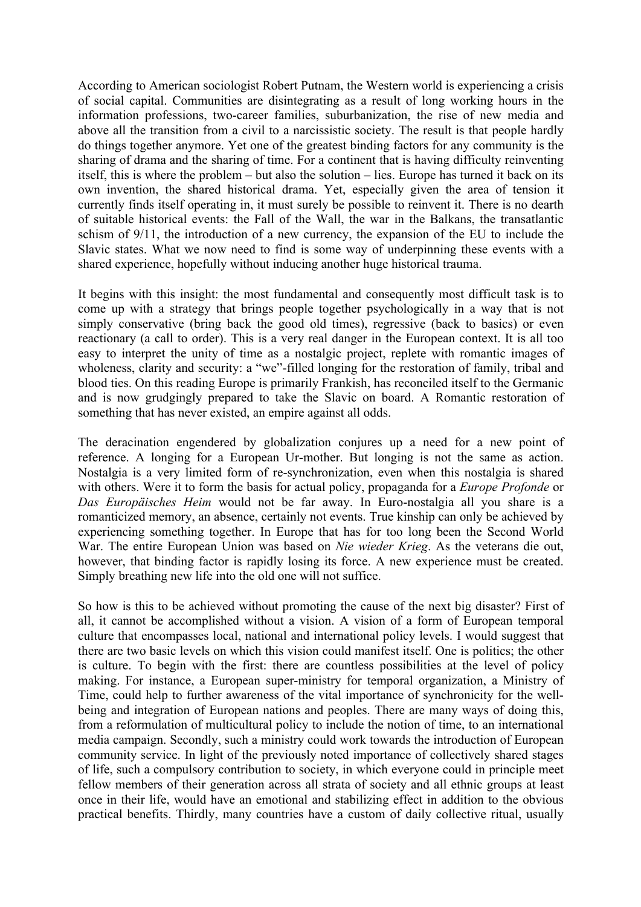According to American sociologist Robert Putnam, the Western world is experiencing a crisis of social capital. Communities are disintegrating as a result of long working hours in the information professions, two-career families, suburbanization, the rise of new media and above all the transition from a civil to a narcissistic society. The result is that people hardly do things together anymore. Yet one of the greatest binding factors for any community is the sharing of drama and the sharing of time. For a continent that is having difficulty reinventing itself, this is where the problem – but also the solution – lies. Europe has turned it back on its own invention, the shared historical drama. Yet, especially given the area of tension it currently finds itself operating in, it must surely be possible to reinvent it. There is no dearth of suitable historical events: the Fall of the Wall, the war in the Balkans, the transatlantic schism of 9/11, the introduction of a new currency, the expansion of the EU to include the Slavic states. What we now need to find is some way of underpinning these events with a shared experience, hopefully without inducing another huge historical trauma.

It begins with this insight: the most fundamental and consequently most difficult task is to come up with a strategy that brings people together psychologically in a way that is not simply conservative (bring back the good old times), regressive (back to basics) or even reactionary (a call to order). This is a very real danger in the European context. It is all too easy to interpret the unity of time as a nostalgic project, replete with romantic images of wholeness, clarity and security: a "we"-filled longing for the restoration of family, tribal and blood ties. On this reading Europe is primarily Frankish, has reconciled itself to the Germanic and is now grudgingly prepared to take the Slavic on board. A Romantic restoration of something that has never existed, an empire against all odds.

The deracination engendered by globalization conjures up a need for a new point of reference. A longing for a European Ur-mother. But longing is not the same as action. Nostalgia is a very limited form of re-synchronization, even when this nostalgia is shared with others. Were it to form the basis for actual policy, propaganda for a *Europe Profonde* or *Das Europäisches Heim* would not be far away. In Euro-nostalgia all you share is a romanticized memory, an absence, certainly not events. True kinship can only be achieved by experiencing something together. In Europe that has for too long been the Second World War. The entire European Union was based on *Nie wieder Krieg*. As the veterans die out, however, that binding factor is rapidly losing its force. A new experience must be created. Simply breathing new life into the old one will not suffice.

So how is this to be achieved without promoting the cause of the next big disaster? First of all, it cannot be accomplished without a vision. A vision of a form of European temporal culture that encompasses local, national and international policy levels. I would suggest that there are two basic levels on which this vision could manifest itself. One is politics; the other is culture. To begin with the first: there are countless possibilities at the level of policy making. For instance, a European super-ministry for temporal organization, a Ministry of Time, could help to further awareness of the vital importance of synchronicity for the well-being and integration of European nations and peoples. There are many ways of doing this, from a reformulation of multicultural policy to include the notion of time, to an international media campaign. Secondly, such a ministry could work towards the introduction of European community service. In light of the previously noted importance of collectively shared stages of life, such a compulsory contribution to society, in which everyone could in principle meet fellow members of their generation across all strata of society and all ethnic groups at least once in their life, would have an emotional and stabilizing effect in addition to the obvious practical benefits. Thirdly, many countries have a custom of daily collective ritual, usually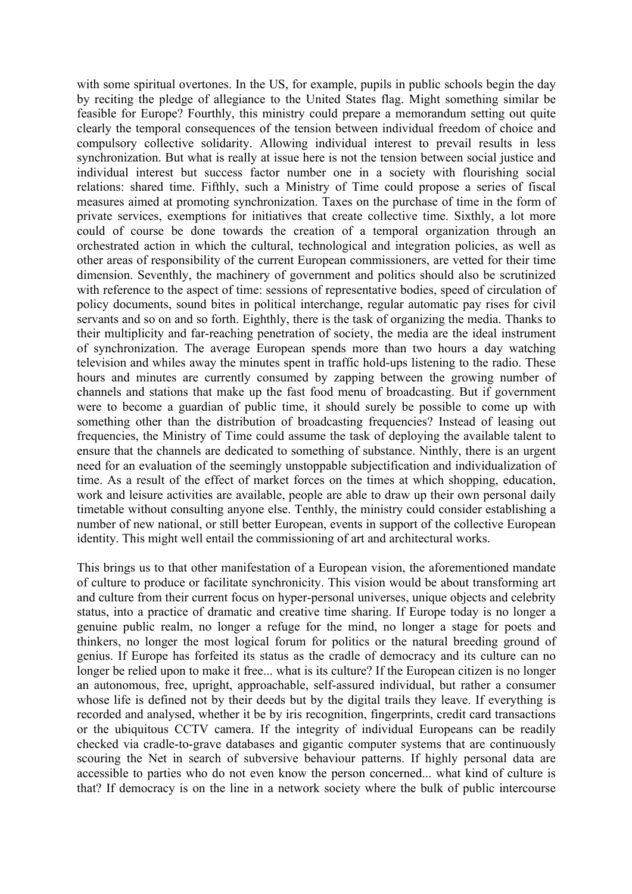with some spiritual overtones. In the US, for example, pupils in public schools begin the day by reciting the pledge of allegiance to the United States flag. Might something similar be feasible for Europe? Fourthly, this ministry could prepare a memorandum setting out quite clearly the temporal consequences of the tension between individual freedom of choice and compulsory collective solidarity. Allowing individual interest to prevail results in less synchronization. But what is really at issue here is not the tension between social justice and individual interest but success factor number one in a society with flourishing social relations: shared time. Fifthly, such a Ministry of Time could propose a series of fiscal measures aimed at promoting synchronization. Taxes on the purchase of time in the form of private services, exemptions for initiatives that create collective time. Sixthly, a lot more could of course be done towards the creation of a temporal organization through an orchestrated action in which the cultural, technological and integration policies, as well as other areas of responsibility of the current European commissioners, are vetted for their time dimension. Seventhly, the machinery of government and politics should also be scrutinized with reference to the aspect of time: sessions of representative bodies, speed of circulation of policy documents, sound bites in political interchange, regular automatic pay rises for civil servants and so on and so forth. Eighthly, there is the task of organizing the media. Thanks to their multiplicity and far-reaching penetration of society, the media are the ideal instrument of synchronization. The average European spends more than two hours a day watching television and whiles away the minutes spent in traffic hold-ups listening to the radio. These hours and minutes are currently consumed by zapping between the growing number of channels and stations that make up the fast food menu of broadcasting. But if government were to become a guardian of public time, it should surely be possible to come up with something other than the distribution of broadcasting frequencies? Instead of leasing out frequencies, the Ministry of Time could assume the task of deploying the available talent to ensure that the channels are dedicated to something of substance. Ninthly, there is an urgent need for an evaluation of the seemingly unstoppable subjectification and individualization of time. As a result of the effect of market forces on the times at which shopping, education, work and leisure activities are available, people are able to draw up their own personal daily timetable without consulting anyone else. Tenthly, the ministry could consider establishing a number of new national, or still better European, events in support of the collective European identity. This might well entail the commissioning of art and architectural works.

This brings us to that other manifestation of a European vision, the aforementioned mandate of culture to produce or facilitate synchronicity. This vision would be about transforming art and culture from their current focus on hyper-personal universes, unique objects and celebrity status, into a practice of dramatic and creative time sharing. If Europe today is no longer a genuine public realm, no longer a refuge for the mind, no longer a stage for poets and thinkers, no longer the most logical forum for politics or the natural breeding ground of genius. If Europe has forfeited its status as the cradle of democracy and its culture can no longer be relied upon to make it free... what is its culture? If the European citizen is no longer an autonomous, free, upright, approachable, self-assured individual, but rather a consumer whose life is defined not by their deeds but by the digital trails they leave. If everything is recorded and analysed, whether it be by iris recognition, fingerprints, credit card transactions or the ubiquitous CCTV camera. If the integrity of individual Europeans can be readily checked via cradle-to-grave databases and gigantic computer systems that are continuously scouring the Net in search of subversive behaviour patterns. If highly personal data are accessible to parties who do not even know the person concerned... what kind of culture is that? If democracy is on the line in a network society where the bulk of public intercourse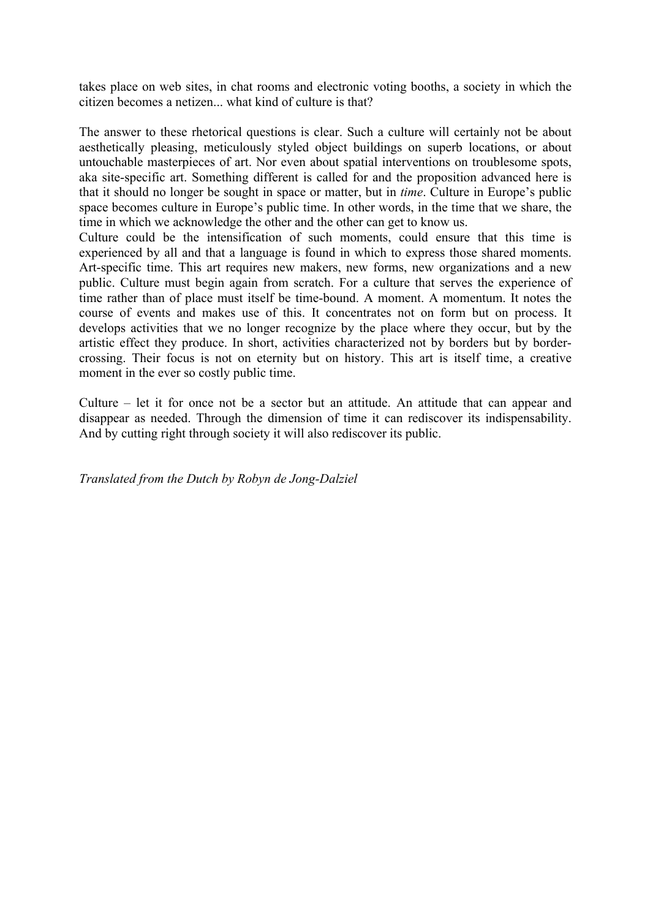takes place on web sites, in chat rooms and electronic voting booths, a society in which the citizen becomes a netizen... what kind of culture is that?

The answer to these rhetorical questions is clear. Such a culture will certainly not be about aesthetically pleasing, meticulously styled object buildings on superb locations, or about untouchable masterpieces of art. Nor even about spatial interventions on troublesome spots, aka site-specific art. Something different is called for and the proposition advanced here is that it should no longer be sought in space or matter, but in *time*. Culture in Europe's public space becomes culture in Europe's public time. In other words, in the time that we share, the time in which we acknowledge the other and the other can get to know us.

Culture could be the intensification of such moments, could ensure that this time is experienced by all and that a language is found in which to express those shared moments. Art-specific time. This art requires new makers, new forms, new organizations and a new public. Culture must begin again from scratch. For a culture that serves the experience of time rather than of place must itself be time-bound. A moment. A momentum. It notes the course of events and makes use of this. It concentrates not on form but on process. It develops activities that we no longer recognize by the place where they occur, but by the artistic effect they produce. In short, activities characterized not by borders but by border-crossing. Their focus is not on eternity but on history. This art is itself time, a creative moment in the ever so costly public time.

Culture – let it for once not be a sector but an attitude. An attitude that can appear and disappear as needed. Through the dimension of time it can rediscover its indispensability. And by cutting right through society it will also rediscover its public.

*Translated from the Dutch by Robyn de Jong-Dalziel*